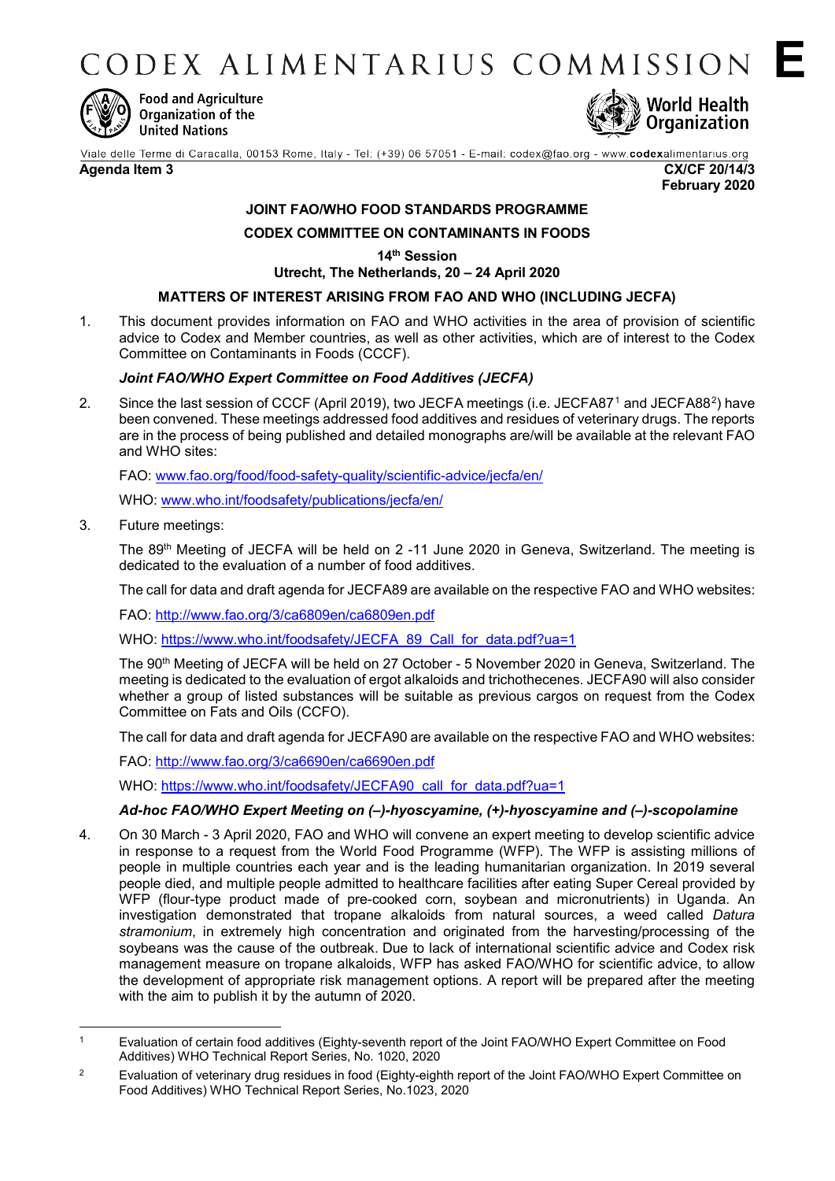CODEX ALIMENTARIUS COMMISSION **E**

Food and Agriculture Organization of the United Nations

World Health Organization

Viale delle Terme di Caracalla, 00153 Rome, Italy - Tel: (+39) 06 57051 - E-mail: codex@fao.org - www.codexalimentarius.org

**Agenda Item 3** **CX/CF 20/14/3**
**February 2020**

**JOINT FAO/WHO FOOD STANDARDS PROGRAMME**

**CODEX COMMITTEE ON CONTAMINANTS IN FOODS**

**14th Session**
**Utrecht, The Netherlands, 20 – 24 April 2020**

**MATTERS OF INTEREST ARISING FROM FAO AND WHO (INCLUDING JECFA)**

1. This document provides information on FAO and WHO activities in the area of provision of scientific advice to Codex and Member countries, as well as other activities, which are of interest to the Codex Committee on Contaminants in Foods (CCCF).

***Joint FAO/WHO Expert Committee on Food Additives (JECFA)***

2. Since the last session of CCCF (April 2019), two JECFA meetings (i.e. JECFA87[1] and JECFA88[2]) have been convened. These meetings addressed food additives and residues of veterinary drugs. The reports are in the process of being published and detailed monographs are/will be available at the relevant FAO and WHO sites:

   FAO: www.fao.org/food/food-safety-quality/scientific-advice/jecfa/en/

   WHO: www.who.int/foodsafety/publications/jecfa/en/

3. Future meetings:

   The 89th Meeting of JECFA will be held on 2 -11 June 2020 in Geneva, Switzerland. The meeting is dedicated to the evaluation of a number of food additives.

   The call for data and draft agenda for JECFA89 are available on the respective FAO and WHO websites:

   FAO: http://www.fao.org/3/ca6809en/ca6809en.pdf

   WHO: https://www.who.int/foodsafety/JECFA_89_Call_for_data.pdf?ua=1

   The 90th Meeting of JECFA will be held on 27 October - 5 November 2020 in Geneva, Switzerland. The meeting is dedicated to the evaluation of ergot alkaloids and trichothecenes. JECFA90 will also consider whether a group of listed substances will be suitable as previous cargos on request from the Codex Committee on Fats and Oils (CCFO).

   The call for data and draft agenda for JECFA90 are available on the respective FAO and WHO websites:

   FAO: http://www.fao.org/3/ca6690en/ca6690en.pdf

   WHO: https://www.who.int/foodsafety/JECFA90_call_for_data.pdf?ua=1

***Ad-hoc FAO/WHO Expert Meeting on (–)-hyoscyamine, (+)-hyoscyamine and (–)-scopolamine***

4. On 30 March - 3 April 2020, FAO and WHO will convene an expert meeting to develop scientific advice in response to a request from the World Food Programme (WFP). The WFP is assisting millions of people in multiple countries each year and is the leading humanitarian organization. In 2019 several people died, and multiple people admitted to healthcare facilities after eating Super Cereal provided by WFP (flour-type product made of pre-cooked corn, soybean and micronutrients) in Uganda. An investigation demonstrated that tropane alkaloids from natural sources, a weed called *Datura stramonium*, in extremely high concentration and originated from the harvesting/processing of the soybeans was the cause of the outbreak. Due to lack of international scientific advice and Codex risk management measure on tropane alkaloids, WFP has asked FAO/WHO for scientific advice, to allow the development of appropriate risk management options. A report will be prepared after the meeting with the aim to publish it by the autumn of 2020.

---

[1] Evaluation of certain food additives (Eighty-seventh report of the Joint FAO/WHO Expert Committee on Food Additives) WHO Technical Report Series, No. 1020, 2020

[2] Evaluation of veterinary drug residues in food (Eighty-eighth report of the Joint FAO/WHO Expert Committee on Food Additives) WHO Technical Report Series, No.1023, 2020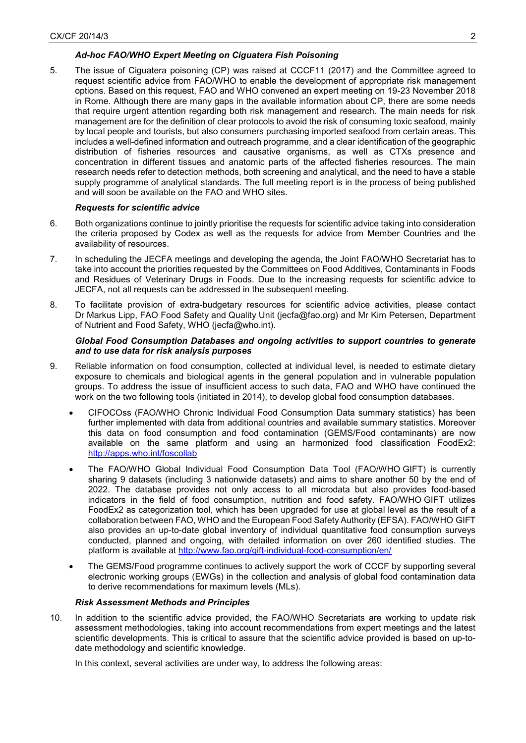### *Ad-hoc FAO/WHO Expert Meeting on Ciguatera Fish Poisoning*

5. The issue of Ciguatera poisoning (CP) was raised at CCCF11 (2017) and the Committee agreed to request scientific advice from FAO/WHO to enable the development of appropriate risk management options. Based on this request, FAO and WHO convened an expert meeting on 19-23 November 2018 in Rome. Although there are many gaps in the available information about CP, there are some needs that require urgent attention regarding both risk management and research. The main needs for risk management are for the definition of clear protocols to avoid the risk of consuming toxic seafood, mainly by local people and tourists, but also consumers purchasing imported seafood from certain areas. This includes a well-defined information and outreach programme, and a clear identification of the geographic distribution of fisheries resources and causative organisms, as well as CTXs presence and concentration in different tissues and anatomic parts of the affected fisheries resources. The main research needs refer to detection methods, both screening and analytical, and the need to have a stable supply programme of analytical standards. The full meeting report is in the process of being published and will soon be available on the FAO and WHO sites.

### *Requests for scientific advice*

6. Both organizations continue to jointly prioritise the requests for scientific advice taking into consideration the criteria proposed by Codex as well as the requests for advice from Member Countries and the availability of resources.

7. In scheduling the JECFA meetings and developing the agenda, the Joint FAO/WHO Secretariat has to take into account the priorities requested by the Committees on Food Additives, Contaminants in Foods and Residues of Veterinary Drugs in Foods. Due to the increasing requests for scientific advice to JECFA, not all requests can be addressed in the subsequent meeting.

8. To facilitate provision of extra-budgetary resources for scientific advice activities, please contact Dr Markus Lipp, FAO Food Safety and Quality Unit (jecfa@fao.org) and Mr Kim Petersen, Department of Nutrient and Food Safety, WHO (jecfa@who.int).

### *Global Food Consumption Databases and ongoing activities to support countries to generate and to use data for risk analysis purposes*

9. Reliable information on food consumption, collected at individual level, is needed to estimate dietary exposure to chemicals and biological agents in the general population and in vulnerable population groups. To address the issue of insufficient access to such data, FAO and WHO have continued the work on the two following tools (initiated in 2014), to develop global food consumption databases.

   - CIFOCOss (FAO/WHO Chronic Individual Food Consumption Data summary statistics) has been further implemented with data from additional countries and available summary statistics. Moreover this data on food consumption and food contamination (GEMS/Food contaminants) are now available on the same platform and using an harmonized food classification FoodEx2: http://apps.who.int/foscollab
   - The FAO/WHO Global Individual Food Consumption Data Tool (FAO/WHO GIFT) is currently sharing 9 datasets (including 3 nationwide datasets) and aims to share another 50 by the end of 2022. The database provides not only access to all microdata but also provides food-based indicators in the field of food consumption, nutrition and food safety. FAO/WHO GIFT utilizes FoodEx2 as categorization tool, which has been upgraded for use at global level as the result of a collaboration between FAO, WHO and the European Food Safety Authority (EFSA). FAO/WHO GIFT also provides an up-to-date global inventory of individual quantitative food consumption surveys conducted, planned and ongoing, with detailed information on over 260 identified studies. The platform is available at http://www.fao.org/gift-individual-food-consumption/en/
   - The GEMS/Food programme continues to actively support the work of CCCF by supporting several electronic working groups (EWGs) in the collection and analysis of global food contamination data to derive recommendations for maximum levels (MLs).

### *Risk Assessment Methods and Principles*

10. In addition to the scientific advice provided, the FAO/WHO Secretariats are working to update risk assessment methodologies, taking into account recommendations from expert meetings and the latest scientific developments. This is critical to assure that the scientific advice provided is based on up-to-date methodology and scientific knowledge.

    In this context, several activities are under way, to address the following areas: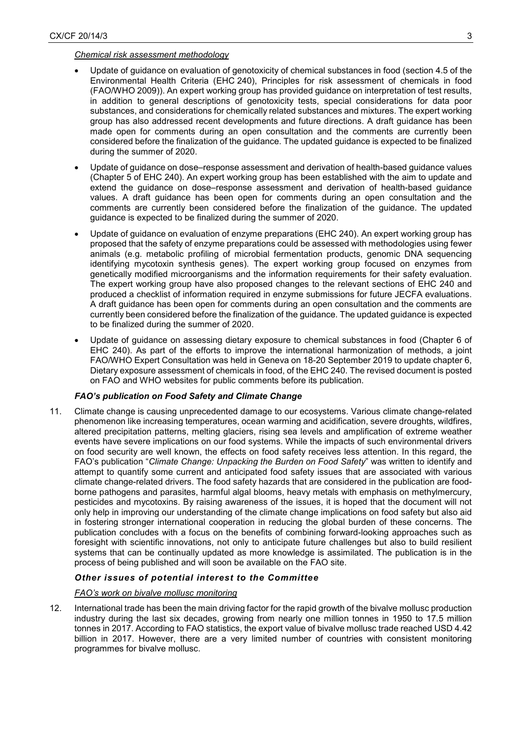*Chemical risk assessment methodology*

- Update of guidance on evaluation of genotoxicity of chemical substances in food (section 4.5 of the Environmental Health Criteria (EHC 240), Principles for risk assessment of chemicals in food (FAO/WHO 2009)). An expert working group has provided guidance on interpretation of test results, in addition to general descriptions of genotoxicity tests, special considerations for data poor substances, and considerations for chemically related substances and mixtures. The expert working group has also addressed recent developments and future directions. A draft guidance has been made open for comments during an open consultation and the comments are currently been considered before the finalization of the guidance. The updated guidance is expected to be finalized during the summer of 2020.
- Update of guidance on dose–response assessment and derivation of health-based guidance values (Chapter 5 of EHC 240). An expert working group has been established with the aim to update and extend the guidance on dose–response assessment and derivation of health-based guidance values. A draft guidance has been open for comments during an open consultation and the comments are currently been considered before the finalization of the guidance. The updated guidance is expected to be finalized during the summer of 2020.
- Update of guidance on evaluation of enzyme preparations (EHC 240). An expert working group has proposed that the safety of enzyme preparations could be assessed with methodologies using fewer animals (e.g. metabolic profiling of microbial fermentation products, genomic DNA sequencing identifying mycotoxin synthesis genes). The expert working group focused on enzymes from genetically modified microorganisms and the information requirements for their safety evaluation. The expert working group have also proposed changes to the relevant sections of EHC 240 and produced a checklist of information required in enzyme submissions for future JECFA evaluations. A draft guidance has been open for comments during an open consultation and the comments are currently been considered before the finalization of the guidance. The updated guidance is expected to be finalized during the summer of 2020.
- Update of guidance on assessing dietary exposure to chemical substances in food (Chapter 6 of EHC 240). As part of the efforts to improve the international harmonization of methods, a joint FAO/WHO Expert Consultation was held in Geneva on 18-20 September 2019 to update chapter 6, Dietary exposure assessment of chemicals in food, of the EHC 240. The revised document is posted on FAO and WHO websites for public comments before its publication.

***FAO's publication on Food Safety and Climate Change***

11. Climate change is causing unprecedented damage to our ecosystems. Various climate change-related phenomenon like increasing temperatures, ocean warming and acidification, severe droughts, wildfires, altered precipitation patterns, melting glaciers, rising sea levels and amplification of extreme weather events have severe implications on our food systems. While the impacts of such environmental drivers on food security are well known, the effects on food safety receives less attention. In this regard, the FAO's publication "*Climate Change: Unpacking the Burden on Food Safety*" was written to identify and attempt to quantify some current and anticipated food safety issues that are associated with various climate change-related drivers. The food safety hazards that are considered in the publication are food-borne pathogens and parasites, harmful algal blooms, heavy metals with emphasis on methylmercury, pesticides and mycotoxins. By raising awareness of the issues, it is hoped that the document will not only help in improving our understanding of the climate change implications on food safety but also aid in fostering stronger international cooperation in reducing the global burden of these concerns. The publication concludes with a focus on the benefits of combining forward-looking approaches such as foresight with scientific innovations, not only to anticipate future challenges but also to build resilient systems that can be continually updated as more knowledge is assimilated. The publication is in the process of being published and will soon be available on the FAO site.

***Other issues of potential interest to the Committee***

*FAO's work on bivalve mollusc monitoring*

12. International trade has been the main driving factor for the rapid growth of the bivalve mollusc production industry during the last six decades, growing from nearly one million tonnes in 1950 to 17.5 million tonnes in 2017. According to FAO statistics, the export value of bivalve mollusc trade reached USD 4.42 billion in 2017. However, there are a very limited number of countries with consistent monitoring programmes for bivalve mollusc.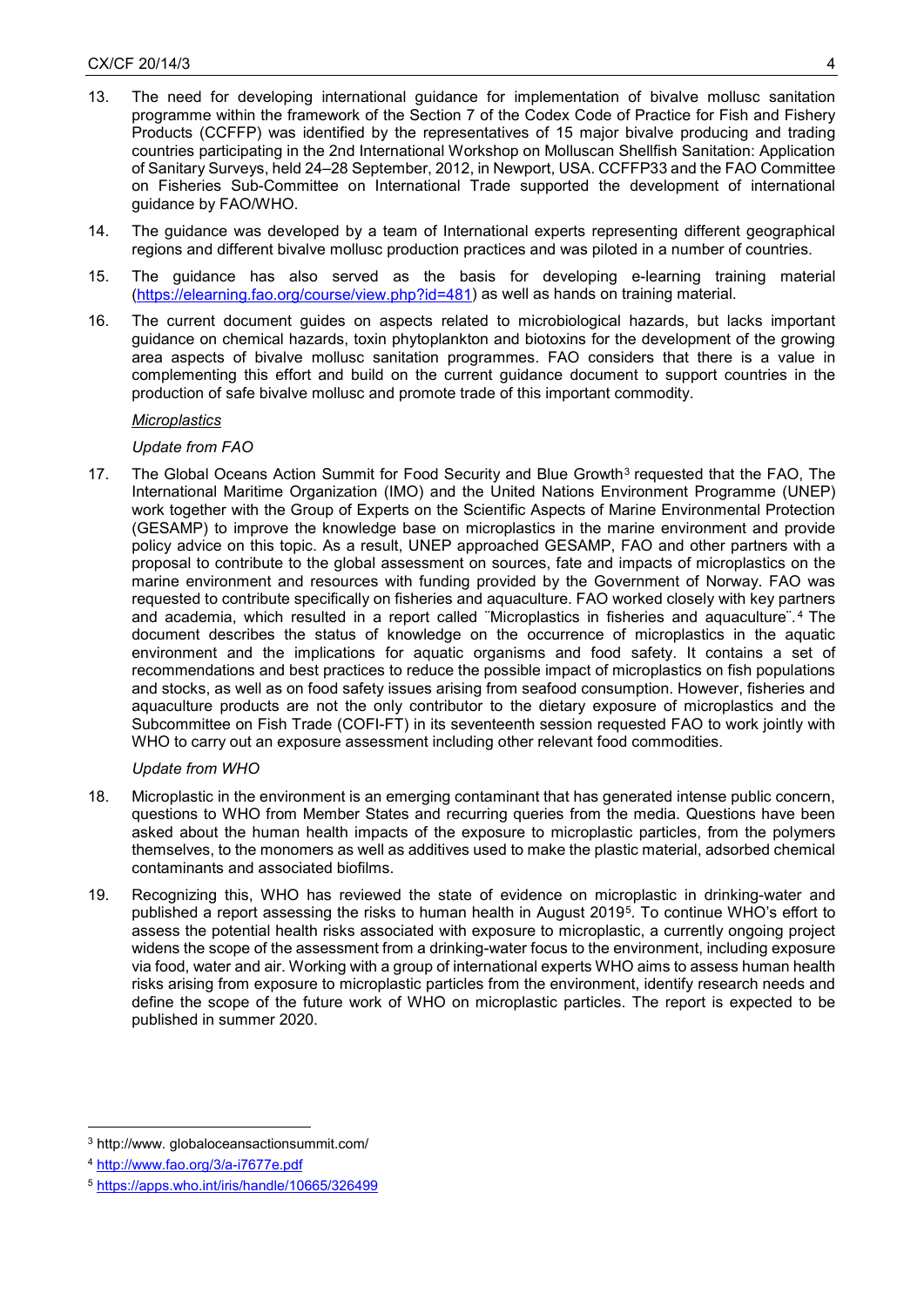13. The need for developing international guidance for implementation of bivalve mollusc sanitation programme within the framework of the Section 7 of the Codex Code of Practice for Fish and Fishery Products (CCFFP) was identified by the representatives of 15 major bivalve producing and trading countries participating in the 2nd International Workshop on Molluscan Shellfish Sanitation: Application of Sanitary Surveys, held 24–28 September, 2012, in Newport, USA. CCFFP33 and the FAO Committee on Fisheries Sub-Committee on International Trade supported the development of international guidance by FAO/WHO.

14. The guidance was developed by a team of International experts representing different geographical regions and different bivalve mollusc production practices and was piloted in a number of countries.

15. The guidance has also served as the basis for developing e-learning training material (https://elearning.fao.org/course/view.php?id=481) as well as hands on training material.

16. The current document guides on aspects related to microbiological hazards, but lacks important guidance on chemical hazards, toxin phytoplankton and biotoxins for the development of the growing area aspects of bivalve mollusc sanitation programmes. FAO considers that there is a value in complementing this effort and build on the current guidance document to support countries in the production of safe bivalve mollusc and promote trade of this important commodity.

<u>*Microplastics*</u>

*Update from FAO*

17. The Global Oceans Action Summit for Food Security and Blue Growth[3] requested that the FAO, The International Maritime Organization (IMO) and the United Nations Environment Programme (UNEP) work together with the Group of Experts on the Scientific Aspects of Marine Environmental Protection (GESAMP) to improve the knowledge base on microplastics in the marine environment and provide policy advice on this topic. As a result, UNEP approached GESAMP, FAO and other partners with a proposal to contribute to the global assessment on sources, fate and impacts of microplastics on the marine environment and resources with funding provided by the Government of Norway. FAO was requested to contribute specifically on fisheries and aquaculture. FAO worked closely with key partners and academia, which resulted in a report called ¨Microplastics in fisheries and aquaculture¨.[4] The document describes the status of knowledge on the occurrence of microplastics in the aquatic environment and the implications for aquatic organisms and food safety. It contains a set of recommendations and best practices to reduce the possible impact of microplastics on fish populations and stocks, as well as on food safety issues arising from seafood consumption. However, fisheries and aquaculture products are not the only contributor to the dietary exposure of microplastics and the Subcommittee on Fish Trade (COFI-FT) in its seventeenth session requested FAO to work jointly with WHO to carry out an exposure assessment including other relevant food commodities.

*Update from WHO*

18. Microplastic in the environment is an emerging contaminant that has generated intense public concern, questions to WHO from Member States and recurring queries from the media. Questions have been asked about the human health impacts of the exposure to microplastic particles, from the polymers themselves, to the monomers as well as additives used to make the plastic material, adsorbed chemical contaminants and associated biofilms.

19. Recognizing this, WHO has reviewed the state of evidence on microplastic in drinking-water and published a report assessing the risks to human health in August 2019[5]. To continue WHO's effort to assess the potential health risks associated with exposure to microplastic, a currently ongoing project widens the scope of the assessment from a drinking-water focus to the environment, including exposure via food, water and air. Working with a group of international experts WHO aims to assess human health risks arising from exposure to microplastic particles from the environment, identify research needs and define the scope of the future work of WHO on microplastic particles. The report is expected to be published in summer 2020.

---

[3] http://www. globaloceansactionsummit.com/

[4] http://www.fao.org/3/a-i7677e.pdf

[5] https://apps.who.int/iris/handle/10665/326499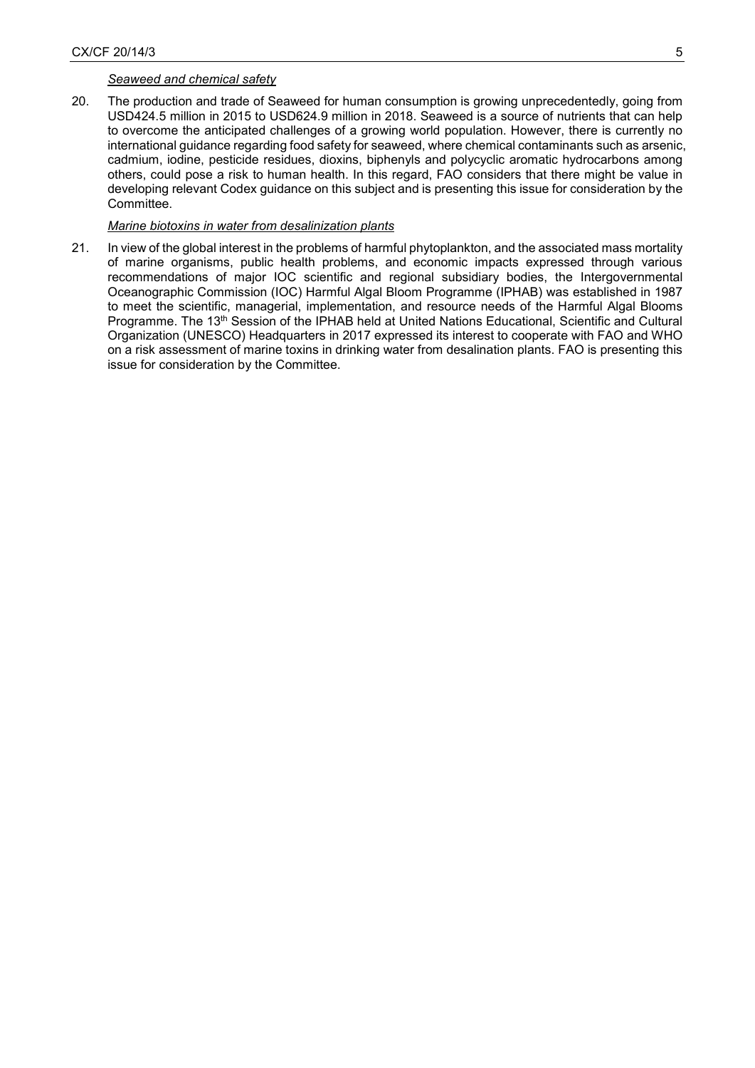*Seaweed and chemical safety*

20. The production and trade of Seaweed for human consumption is growing unprecedentedly, going from USD424.5 million in 2015 to USD624.9 million in 2018. Seaweed is a source of nutrients that can help to overcome the anticipated challenges of a growing world population. However, there is currently no international guidance regarding food safety for seaweed, where chemical contaminants such as arsenic, cadmium, iodine, pesticide residues, dioxins, biphenyls and polycyclic aromatic hydrocarbons among others, could pose a risk to human health. In this regard, FAO considers that there might be value in developing relevant Codex guidance on this subject and is presenting this issue for consideration by the Committee.

*Marine biotoxins in water from desalinization plants*

21. In view of the global interest in the problems of harmful phytoplankton, and the associated mass mortality of marine organisms, public health problems, and economic impacts expressed through various recommendations of major IOC scientific and regional subsidiary bodies, the Intergovernmental Oceanographic Commission (IOC) Harmful Algal Bloom Programme (IPHAB) was established in 1987 to meet the scientific, managerial, implementation, and resource needs of the Harmful Algal Blooms Programme. The 13th Session of the IPHAB held at United Nations Educational, Scientific and Cultural Organization (UNESCO) Headquarters in 2017 expressed its interest to cooperate with FAO and WHO on a risk assessment of marine toxins in drinking water from desalination plants. FAO is presenting this issue for consideration by the Committee.